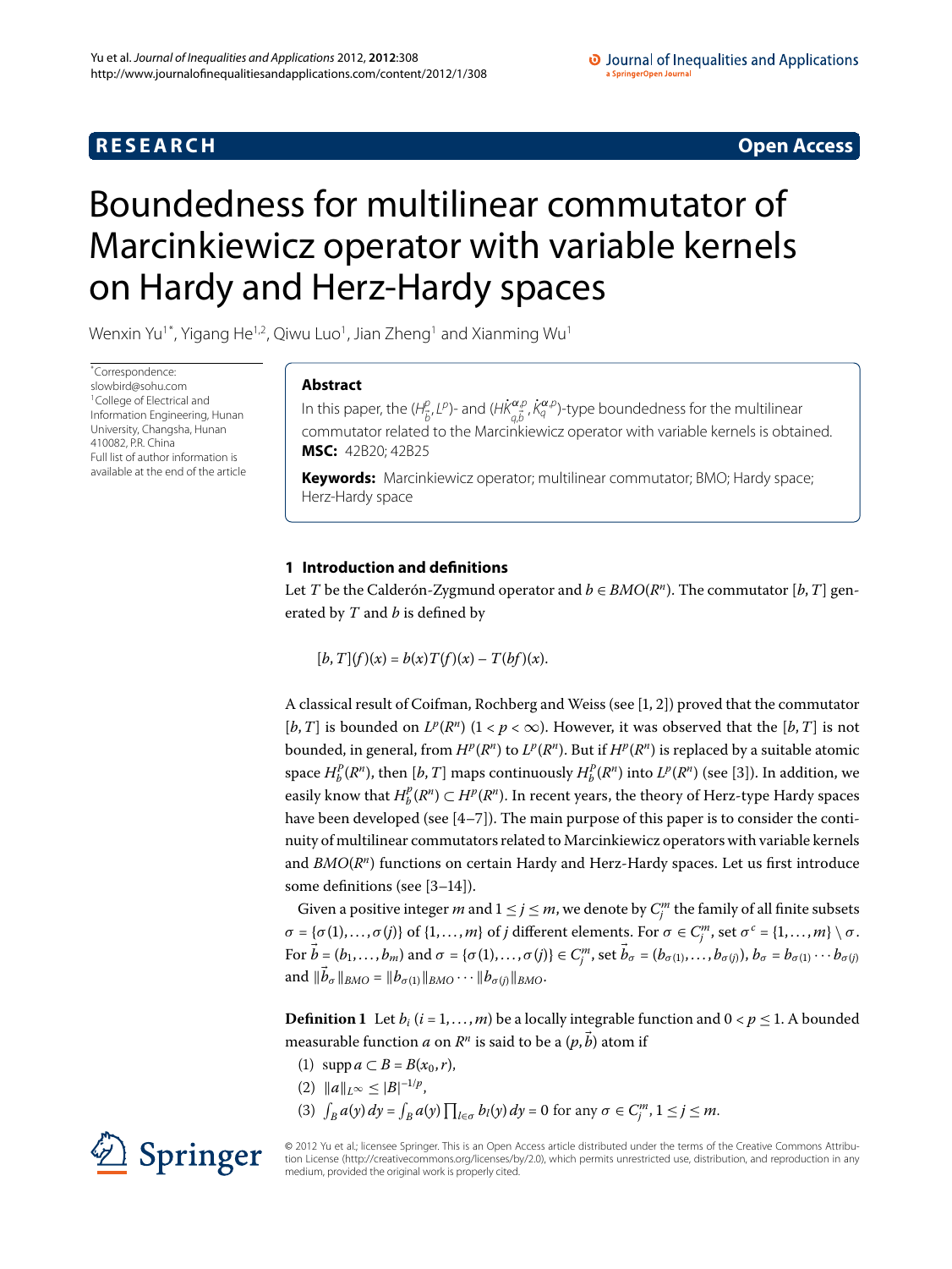**RESEARCH** **Open Access**

# Boundedness for multilinear commutator of Marcinkiewicz operator with variable kernels on Hardy and Herz-Hardy spaces

Wenxin Yu[1*], Yigang He[1,2], Qiwu Luo[1], Jian Zheng[1] and Xianming Wu[1]

*Correspondence: slowbird@sohu.com
[1]College of Electrical and Information Engineering, Hunan University, Changsha, Hunan 410082, P.R. China
Full list of author information is available at the end of the article

## Abstract

In this paper, the $(H^p_{\vec{b}}, L^p)$- and $(H\dot{K}^{\alpha,p}_{q,\vec{b}}, \dot{K}^{\alpha,p}_q)$-type boundedness for the multilinear commutator related to the Marcinkiewicz operator with variable kernels is obtained.

**MSC:** 42B20; 42B25

**Keywords:** Marcinkiewicz operator; multilinear commutator; BMO; Hardy space; Herz-Hardy space

## 1 Introduction and definitions

Let $T$ be the Calderón-Zygmund operator and $b \in BMO(R^n)$. The commutator $[b, T]$ generated by $T$ and $b$ is defined by

$$[b, T](f)(x) = b(x)T(f)(x) - T(bf)(x).$$

A classical result of Coifman, Rochberg and Weiss (see [1, 2]) proved that the commutator $[b, T]$ is bounded on $L^p(R^n)$ $(1 < p < \infty)$. However, it was observed that the $[b, T]$ is not bounded, in general, from $H^p(R^n)$ to $L^p(R^n)$. But if $H^p(R^n)$ is replaced by a suitable atomic space $H^p_b(R^n)$, then $[b, T]$ maps continuously $H^p_b(R^n)$ into $L^p(R^n)$ (see [3]). In addition, we easily know that $H^p_b(R^n) \subset H^p(R^n)$. In recent years, the theory of Herz-type Hardy spaces have been developed (see [4–7]). The main purpose of this paper is to consider the continuity of multilinear commutators related to Marcinkiewicz operators with variable kernels and $BMO(R^n)$ functions on certain Hardy and Herz-Hardy spaces. Let us first introduce some definitions (see [3–14]).

Given a positive integer $m$ and $1 \le j \le m$, we denote by $C^m_j$ the family of all finite subsets $\sigma = \{\sigma(1), \dots, \sigma(j)\}$ of $\{1, \dots, m\}$ of $j$ different elements. For $\sigma \in C^m_j$, set $\sigma^c = \{1, \dots, m\} \setminus \sigma$. For $\vec{b} = (b_1, \dots, b_m)$ and $\sigma = \{\sigma(1), \dots, \sigma(j)\} \in C^m_j$, set $\vec{b}_\sigma = (b_{\sigma(1)}, \dots, b_{\sigma(j)})$, $b_\sigma = b_{\sigma(1)} \cdots b_{\sigma(j)}$ and $\|\vec{b}_\sigma\|_{BMO} = \|b_{\sigma(1)}\|_{BMO} \cdots \|b_{\sigma(j)}\|_{BMO}$.

**Definition 1** Let $b_i$ $(i = 1, \dots, m)$ be a locally integrable function and $0 < p \le 1$. A bounded measurable function $a$ on $R^n$ is said to be a $(p, \vec{b})$ atom if

(1) $\operatorname{supp} a \subset B = B(x_0, r)$,

(2) $\|a\|_{L^\infty} \le |B|^{-1/p}$,

(3) $\int_B a(y)\,dy = \int_B a(y) \prod_{l \in \sigma} b_l(y)\,dy = 0$ for any $\sigma \in C^m_j$, $1 \le j \le m$.

© 2012 Yu et al.; licensee Springer. This is an Open Access article distributed under the terms of the Creative Commons Attribution License (http://creativecommons.org/licenses/by/2.0), which permits unrestricted use, distribution, and reproduction in any medium, provided the original work is properly cited.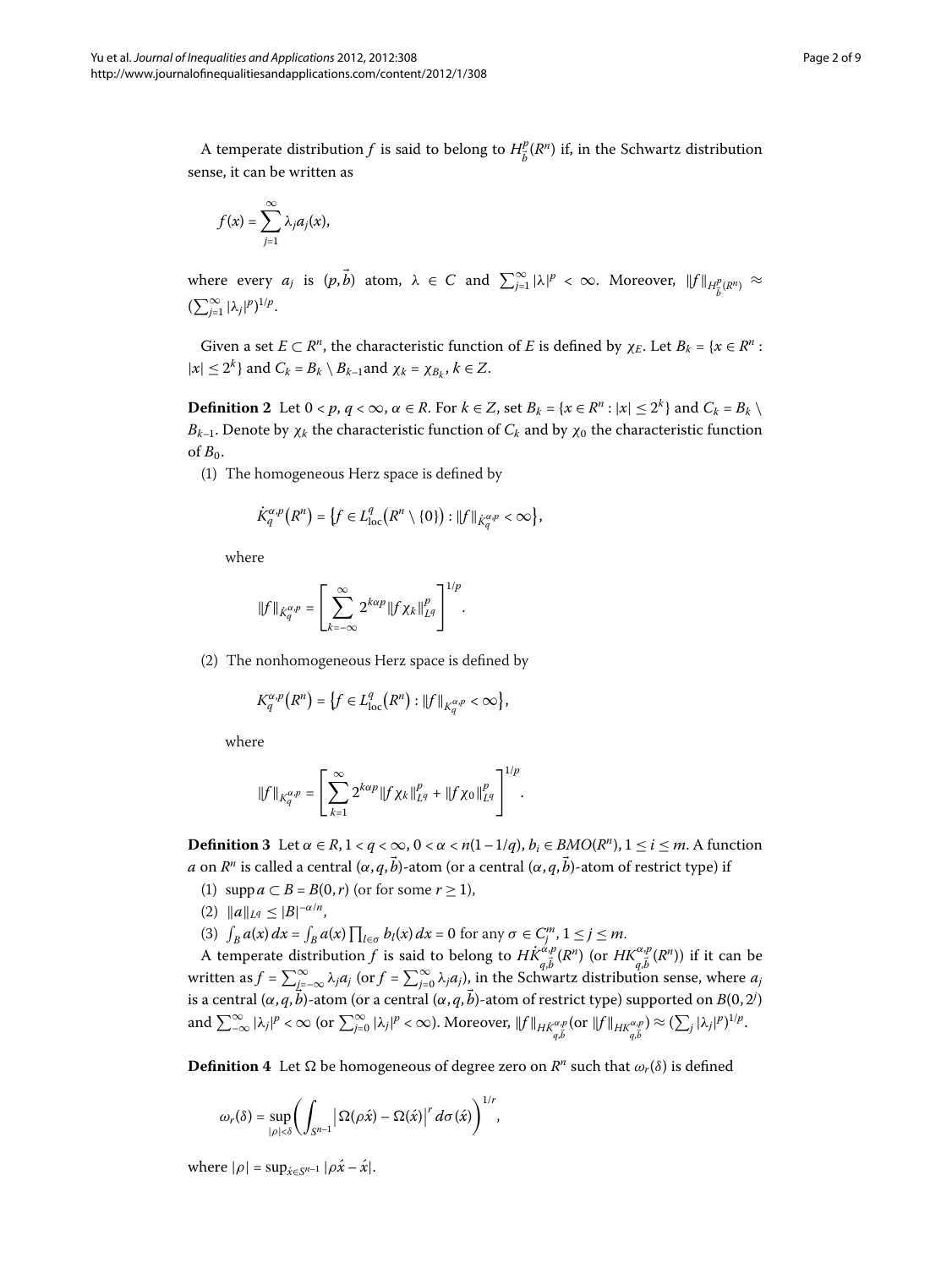A temperate distribution $f$ is said to belong to $H^p_{\vec{b}}(R^n)$ if, in the Schwartz distribution sense, it can be written as

$$f(x) = \sum_{j=1}^{\infty} \lambda_j a_j(x),$$

where every $a_j$ is $(p, \vec{b})$ atom, $\lambda \in C$ and $\sum_{j=1}^{\infty} |\lambda|^p < \infty$. Moreover, $\|f\|_{H^p_{\vec{b}}(R^n)} \approx (\sum_{j=1}^{\infty} |\lambda_j|^p)^{1/p}$.

Given a set $E \subset R^n$, the characteristic function of $E$ is defined by $\chi_E$. Let $B_k = \{x \in R^n : |x| \leq 2^k\}$ and $C_k = B_k \setminus B_{k-1}$ and $\chi_k = \chi_{B_k}$, $k \in Z$.

**Definition 2** Let $0 < p, q < \infty$, $\alpha \in R$. For $k \in Z$, set $B_k = \{x \in R^n : |x| \leq 2^k\}$ and $C_k = B_k \setminus B_{k-1}$. Denote by $\chi_k$ the characteristic function of $C_k$ and by $\chi_0$ the characteristic function of $B_0$.

(1) The homogeneous Herz space is defined by

$$\dot{K}^{\alpha,p}_q(R^n) = \{f \in L^q_{\text{loc}}(R^n \setminus \{0\}) : \|f\|_{\dot{K}^{\alpha,p}_q} < \infty\},$$

where

$$\|f\|_{\dot{K}^{\alpha,p}_q} = \left[\sum_{k=-\infty}^{\infty} 2^{k\alpha p} \|f\chi_k\|^p_{L^q}\right]^{1/p}.$$

(2) The nonhomogeneous Herz space is defined by

$$K^{\alpha,p}_q(R^n) = \{f \in L^q_{\text{loc}}(R^n) : \|f\|_{K^{\alpha,p}_q} < \infty\},$$

where

$$\|f\|_{K^{\alpha,p}_q} = \left[\sum_{k=1}^{\infty} 2^{k\alpha p} \|f\chi_k\|^p_{L^q} + \|f\chi_0\|^p_{L^q}\right]^{1/p}.$$

**Definition 3** Let $\alpha \in R$, $1 < q < \infty$, $0 < \alpha < n(1 - 1/q)$, $b_i \in BMO(R^n)$, $1 \leq i \leq m$. A function $a$ on $R^n$ is called a central $(\alpha, q, \vec{b})$-atom (or a central $(\alpha, q, \vec{b})$-atom of restrict type) if

(1) $\operatorname{supp} a \subset B = B(0, r)$ (or for some $r \geq 1$),

(2) $\|a\|_{L^q} \leq |B|^{-\alpha/n}$,

(3) $\int_B a(x)\,dx = \int_B a(x) \prod_{l\in\sigma} b_l(x)\,dx = 0$ for any $\sigma \in C^m_j$, $1 \leq j \leq m$.

A temperate distribution $f$ is said to belong to $H\dot{K}^{\alpha,p}_{q,\vec{b}}(R^n)$ (or $HK^{\alpha,p}_{q,\vec{b}}(R^n)$) if it can be written as $f = \sum_{j=-\infty}^{\infty} \lambda_j a_j$ (or $f = \sum_{j=0}^{\infty} \lambda_j a_j$), in the Schwartz distribution sense, where $a_j$ is a central $(\alpha, q, \vec{b})$-atom (or a central $(\alpha, q, \vec{b})$-atom of restrict type) supported on $B(0, 2^j)$ and $\sum_{-\infty}^{\infty} |\lambda_j|^p < \infty$ (or $\sum_{j=0}^{\infty} |\lambda_j|^p < \infty$). Moreover, $\|f\|_{H\dot{K}^{\alpha,p}_{q,\vec{b}}}$ (or $\|f\|_{HK^{\alpha,p}_{q,\vec{b}}}$) $\approx (\sum_j |\lambda_j|^p)^{1/p}$.

**Definition 4** Let $\Omega$ be homogeneous of degree zero on $R^n$ such that $\omega_r(\delta)$ is defined

$$\omega_r(\delta) = \sup_{|\rho|<\delta} \left(\int_{S^{n-1}} \left|\Omega(\rho\acute{x}) - \Omega(\acute{x})\right|^r d\sigma(\acute{x})\right)^{1/r},$$

where $|\rho| = \sup_{\acute{x}\in S^{n-1}} |\rho\acute{x} - \acute{x}|$.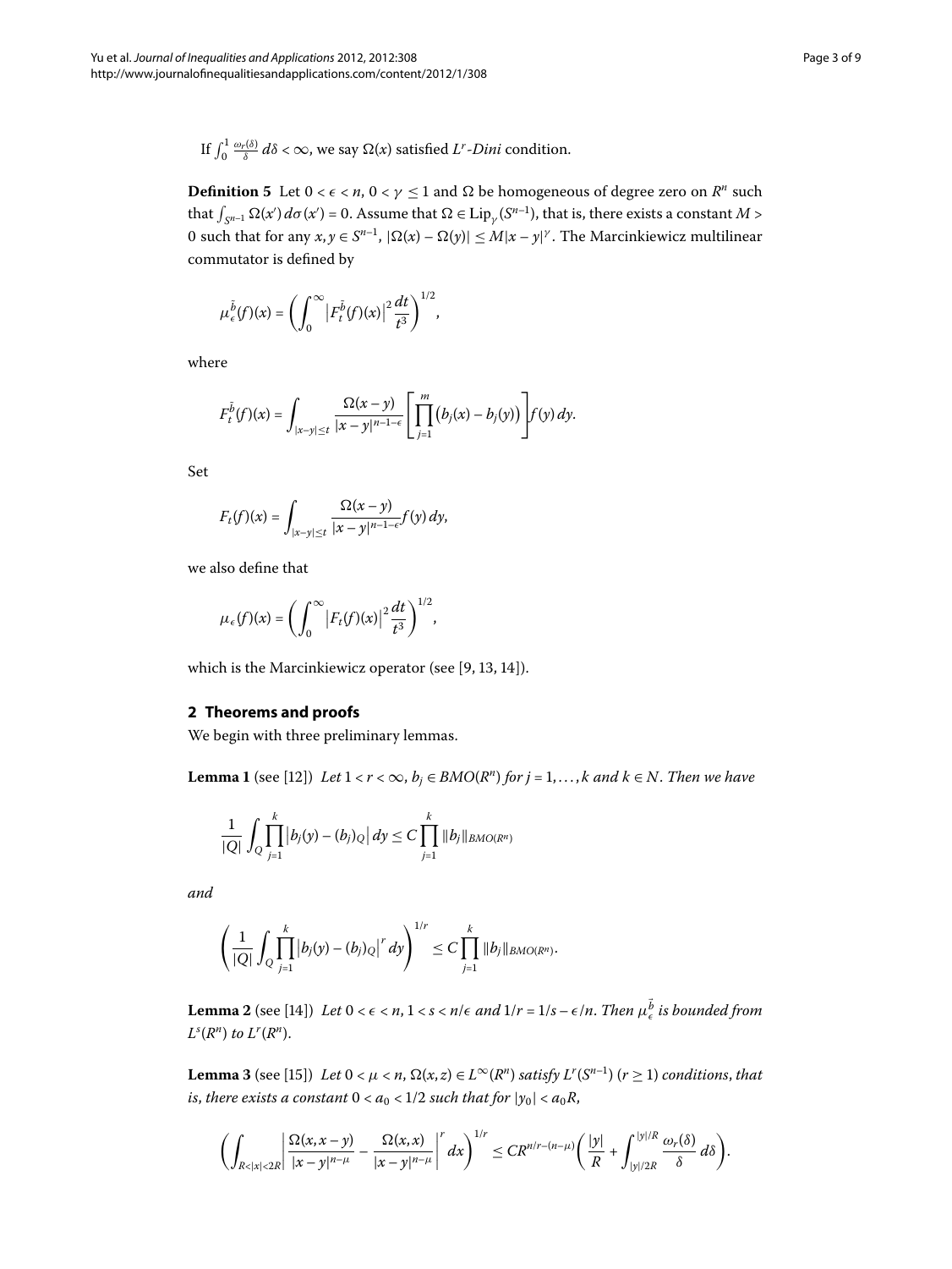If $\int_0^1 \frac{\omega_r(\delta)}{\delta}\, d\delta < \infty$, we say $\Omega(x)$ satisfied $L^r$-*Dini* condition.

**Definition 5** Let $0 < \epsilon < n$, $0 < \gamma \le 1$ and $\Omega$ be homogeneous of degree zero on $R^n$ such that $\int_{S^{n-1}} \Omega(x')\, d\sigma(x') = 0$. Assume that $\Omega \in \mathrm{Lip}_\gamma(S^{n-1})$, that is, there exists a constant $M > 0$ such that for any $x, y \in S^{n-1}$, $|\Omega(x) - \Omega(y)| \le M|x-y|^\gamma$. The Marcinkiewicz multilinear commutator is defined by

$$\mu_\epsilon^{\vec{b}}(f)(x) = \left( \int_0^\infty \left| F_t^{\vec{b}}(f)(x) \right|^2 \frac{dt}{t^3} \right)^{1/2},$$

where

$$F_t^{\vec{b}}(f)(x) = \int_{|x-y| \le t} \frac{\Omega(x-y)}{|x-y|^{n-1-\epsilon}} \left[ \prod_{j=1}^m \big(b_j(x) - b_j(y)\big) \right] f(y)\, dy.$$

Set

$$F_t(f)(x) = \int_{|x-y| \le t} \frac{\Omega(x-y)}{|x-y|^{n-1-\epsilon}} f(y)\, dy,$$

we also define that

$$\mu_\epsilon(f)(x) = \left( \int_0^\infty \left| F_t(f)(x) \right|^2 \frac{dt}{t^3} \right)^{1/2},$$

which is the Marcinkiewicz operator (see [9, 13, 14]).

## 2 Theorems and proofs

We begin with three preliminary lemmas.

**Lemma 1** (see [12]) *Let $1 < r < \infty$, $b_j \in BMO(R^n)$ for $j = 1, \ldots, k$ and $k \in N$. Then we have*

$$\frac{1}{|Q|} \int_Q \prod_{j=1}^k \left| b_j(y) - (b_j)_Q \right| dy \le C \prod_{j=1}^k \|b_j\|_{BMO(R^n)}$$

*and*

$$\left( \frac{1}{|Q|} \int_Q \prod_{j=1}^k \left| b_j(y) - (b_j)_Q \right|^r dy \right)^{1/r} \le C \prod_{j=1}^k \|b_j\|_{BMO(R^n)}.$$

**Lemma 2** (see [14]) *Let $0 < \epsilon < n$, $1 < s < n/\epsilon$ and $1/r = 1/s - \epsilon/n$. Then $\mu_\epsilon^{\vec{b}}$ is bounded from $L^s(R^n)$ to $L^r(R^n)$.*

**Lemma 3** (see [15]) *Let $0 < \mu < n$, $\Omega(x,z) \in L^\infty(R^n)$ satisfy $L^r(S^{n-1})$ $(r \ge 1)$ conditions, that is, there exists a constant $0 < a_0 < 1/2$ such that for $|y_0| < a_0 R$,*

$$\left( \int_{R<|x|<2R} \left| \frac{\Omega(x, x-y)}{|x-y|^{n-\mu}} - \frac{\Omega(x,x)}{|x-y|^{n-\mu}} \right|^r dx \right)^{1/r} \le C R^{n/r-(n-\mu)} \left( \frac{|y|}{R} + \int_{|y|/2R}^{|y|/R} \frac{\omega_r(\delta)}{\delta}\, d\delta \right).$$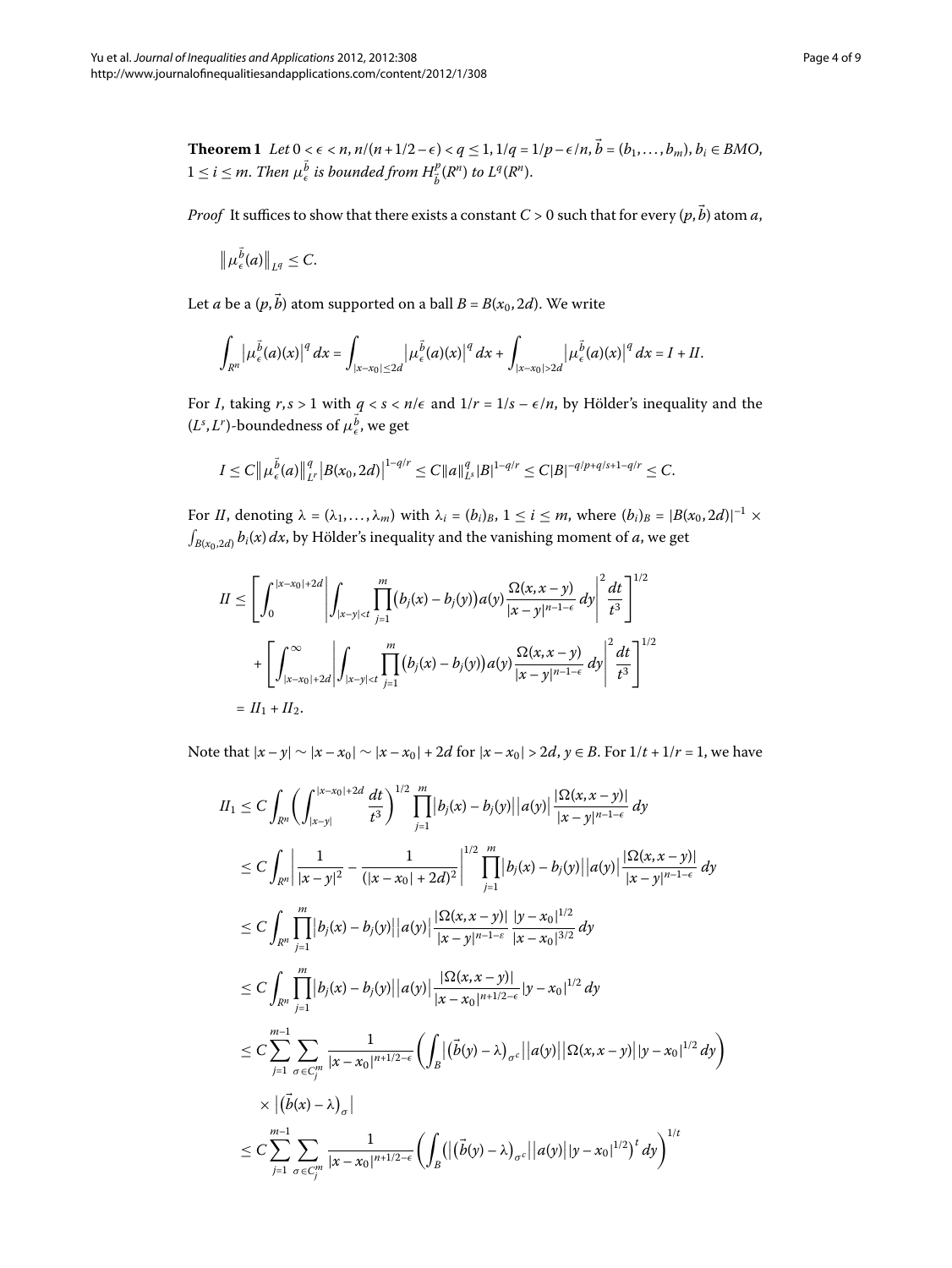**Theorem 1** *Let $0 < \epsilon < n$, $n/(n+1/2-\epsilon) < q \le 1$, $1/q = 1/p - \epsilon/n$, $\vec{b} = (b_1, \ldots, b_m)$, $b_i \in BMO$, $1 \le i \le m$. Then $\mu_\epsilon^{\vec{b}}$ is bounded from $H_{\vec{b}}^p(R^n)$ to $L^q(R^n)$.*

*Proof* It suffices to show that there exists a constant $C > 0$ such that for every $(p, \vec{b})$ atom $a$,

$$\left\| \mu_\epsilon^{\vec{b}}(a) \right\|_{L^q} \le C.$$

Let $a$ be a $(p, \vec{b})$ atom supported on a ball $B = B(x_0, 2d)$. We write

$$\int_{R^n} \left| \mu_\epsilon^{\vec{b}}(a)(x) \right|^q dx = \int_{|x-x_0| \le 2d} \left| \mu_\epsilon^{\vec{b}}(a)(x) \right|^q dx + \int_{|x-x_0| > 2d} \left| \mu_\epsilon^{\vec{b}}(a)(x) \right|^q dx = I + II.$$

For $I$, taking $r, s > 1$ with $q < s < n/\epsilon$ and $1/r = 1/s - \epsilon/n$, by Hölder's inequality and the $(L^s, L^r)$-boundedness of $\mu_\epsilon^{\vec{b}}$, we get

$$I \le C \left\| \mu_\epsilon^{\vec{b}}(a) \right\|_{L^r}^q \left| B(x_0, 2d) \right|^{1-q/r} \le C \|a\|_{L^s}^q |B|^{1-q/r} \le C |B|^{-q/p+q/s+1-q/r} \le C.$$

For $II$, denoting $\lambda = (\lambda_1, \ldots, \lambda_m)$ with $\lambda_i = (b_i)_B$, $1 \le i \le m$, where $(b_i)_B = |B(x_0, 2d)|^{-1} \times \int_{B(x_0,2d)} b_i(x)\, dx$, by Hölder's inequality and the vanishing moment of $a$, we get

$$\begin{aligned}
II &\le \left[ \int_0^{|x-x_0|+2d} \left| \int_{|x-y|<t} \prod_{j=1}^m \big(b_j(x) - b_j(y)\big) a(y) \frac{\Omega(x, x-y)}{|x-y|^{n-1-\epsilon}}\, dy \right|^2 \frac{dt}{t^3} \right]^{1/2} \\
&\quad + \left[ \int_{|x-x_0|+2d}^\infty \left| \int_{|x-y|<t} \prod_{j=1}^m \big(b_j(x) - b_j(y)\big) a(y) \frac{\Omega(x, x-y)}{|x-y|^{n-1-\epsilon}}\, dy \right|^2 \frac{dt}{t^3} \right]^{1/2} \\
&= II_1 + II_2.
\end{aligned}$$

Note that $|x-y| \sim |x-x_0| \sim |x-x_0| + 2d$ for $|x-x_0| > 2d$, $y \in B$. For $1/t + 1/r = 1$, we have

$$\begin{aligned}
II_1 &\le C \int_{R^n} \left( \int_{|x-y|}^{|x-x_0|+2d} \frac{dt}{t^3} \right)^{1/2} \prod_{j=1}^m \big|b_j(x) - b_j(y)\big| \big|a(y)\big| \frac{|\Omega(x, x-y)|}{|x-y|^{n-1-\epsilon}}\, dy \\
&\le C \int_{R^n} \left| \frac{1}{|x-y|^2} - \frac{1}{(|x-x_0| + 2d)^2} \right|^{1/2} \prod_{j=1}^m \big|b_j(x) - b_j(y)\big| \big|a(y)\big| \frac{|\Omega(x, x-y)|}{|x-y|^{n-1-\epsilon}}\, dy \\
&\le C \int_{R^n} \prod_{j=1}^m \big|b_j(x) - b_j(y)\big| \big|a(y)\big| \frac{|\Omega(x, x-y)|}{|x-y|^{n-1-\varepsilon}} \frac{|y-x_0|^{1/2}}{|x-x_0|^{3/2}}\, dy \\
&\le C \int_{R^n} \prod_{j=1}^m \big|b_j(x) - b_j(y)\big| \big|a(y)\big| \frac{|\Omega(x, x-y)|}{|x-x_0|^{n+1/2-\epsilon}} |y-x_0|^{1/2}\, dy \\
&\le C \sum_{j=1}^{m-1} \sum_{\sigma \in C_j^m} \frac{1}{|x-x_0|^{n+1/2-\epsilon}} \left( \int_B \big| (\vec{b}(y) - \lambda)_{\sigma^c} \big| \big|a(y)\big| \big|\Omega(x, x-y)\big| |y-x_0|^{1/2}\, dy \right) \\
&\quad \times \big| (\vec{b}(x) - \lambda)_\sigma \big| \\
&\le C \sum_{j=1}^{m-1} \sum_{\sigma \in C_j^m} \frac{1}{|x-x_0|^{n+1/2-\epsilon}} \left( \int_B \left( \big| (\vec{b}(y) - \lambda)_{\sigma^c} \big| \big|a(y)\big| |y-x_0|^{1/2} \right)^t dy \right)^{1/t}
\end{aligned}$$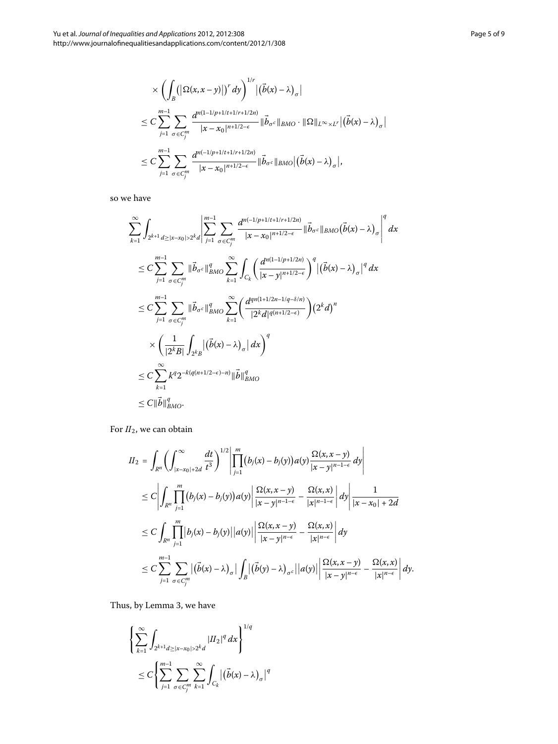$$
\begin{aligned}
&\times \left( \int_B \left( \left| \Omega(x, x-y) \right| \right)^r dy \right)^{1/r} \left| \left( \vec{b}(x) - \lambda \right)_\sigma \right| \\
&\leq C \sum_{j=1}^{m-1} \sum_{\sigma \in C_j^m} \frac{d^{n(1-1/p+1/t+1/r+1/2n)}}{|x-x_0|^{n+1/2-\epsilon}} \|\vec{b}_{\sigma^c}\|_{BMO} \cdot \|\Omega\|_{L^\infty \times L^r} \left| \left( \vec{b}(x) - \lambda \right)_\sigma \right| \\
&\leq C \sum_{j=1}^{m-1} \sum_{\sigma \in C_j^m} \frac{d^{n(-1/p+1/t+1/r+1/2n)}}{|x-x_0|^{n+1/2-\epsilon}} \|\vec{b}_{\sigma^c}\|_{BMO} \left| \left( \vec{b}(x) - \lambda \right)_\sigma \right|,
\end{aligned}
$$

so we have

$$
\begin{aligned}
&\sum_{k=1}^{\infty} \int_{2^{k+1}d \geq |x-x_0| > 2^k d} \left| \sum_{j=1}^{m-1} \sum_{\sigma \in C_j^m} \frac{d^{n(-1/p+1/t+1/r+1/2n)}}{|x-x_0|^{n+1/2-\epsilon}} \|\vec{b}_{\sigma^c}\|_{BMO} \left( \vec{b}(x) - \lambda \right)_\sigma \right|^q dx \\
&\leq C \sum_{j=1}^{m-1} \sum_{\sigma \in C_j^m} \|\vec{b}_{\sigma^c}\|_{BMO}^q \sum_{k=1}^{\infty} \int_{C_k} \left( \frac{d^{n(1-1/p+1/2n)}}{|x-y|^{n+1/2-\epsilon}} \right)^q \left| \left( \vec{b}(x) - \lambda \right)_\sigma \right|^q dx \\
&\leq C \sum_{j=1}^{m-1} \sum_{\sigma \in C_j^m} \|\vec{b}_{\sigma^c}\|_{BMO}^q \sum_{k=1}^{\infty} \left( \frac{d^{qn(1+1/2n-1/q-\delta/n)}}{|2^k d|^{q(n+1/2-\epsilon)}} \right) \left( 2^k d \right)^n \\
&\quad \times \left( \frac{1}{|2^k B|} \int_{2^k B} \left| \left( \vec{b}(x) - \lambda \right)_\sigma \right| dx \right)^q \\
&\leq C \sum_{k=1}^{\infty} k^q 2^{-k(q(n+1/2-\epsilon)-n)} \|\vec{b}\|_{BMO}^q \\
&\leq C \|\vec{b}\|_{BMO}^q.
\end{aligned}
$$

For $II_2$, we can obtain

$$
\begin{aligned}
II_2 &= \int_{R^n} \left( \int_{|x-x_0|+2d}^{\infty} \frac{dt}{t^3} \right)^{1/2} \left| \prod_{j=1}^{m} \left( b_j(x) - b_j(y) \right) a(y) \frac{\Omega(x, x-y)}{|x-y|^{n-1-\epsilon}} dy \right| \\
&\leq C \left| \int_{R^n} \prod_{j=1}^{m} \left( b_j(x) - b_j(y) \right) a(y) \left| \frac{\Omega(x, x-y)}{|x-y|^{n-1-\epsilon}} - \frac{\Omega(x, x)}{|x|^{n-1-\epsilon}} \right| dy \right| \frac{1}{|x-x_0| + 2d} \\
&\leq C \int_{R^n} \prod_{j=1}^{m} \left| b_j(x) - b_j(y) \right| \left| a(y) \right| \left| \frac{\Omega(x, x-y)}{|x-y|^{n-\epsilon}} - \frac{\Omega(x, x)}{|x|^{n-\epsilon}} \right| dy \\
&\leq C \sum_{j=1}^{m-1} \sum_{\sigma \in C_j^m} \left| \left( \vec{b}(x) - \lambda \right)_\sigma \right| \int_B \left| \left( \vec{b}(y) - \lambda \right)_{\sigma^c} \right| \left| a(y) \right| \left| \frac{\Omega(x, x-y)}{|x-y|^{n-\epsilon}} - \frac{\Omega(x, x)}{|x|^{n-\epsilon}} \right| dy.
\end{aligned}
$$

Thus, by Lemma 3, we have

$$
\begin{aligned}
&\left\{ \sum_{k=1}^{\infty} \int_{2^{k+1}d \geq |x-x_0| > 2^k d} |II_2|^q dx \right\}^{1/q} \\
&\leq C \left\{ \sum_{j=1}^{m-1} \sum_{\sigma \in C_j^m} \sum_{k=1}^{\infty} \int_{C_k} \left| \left( \vec{b}(x) - \lambda \right)_\sigma \right|^q \right.
\end{aligned}
$$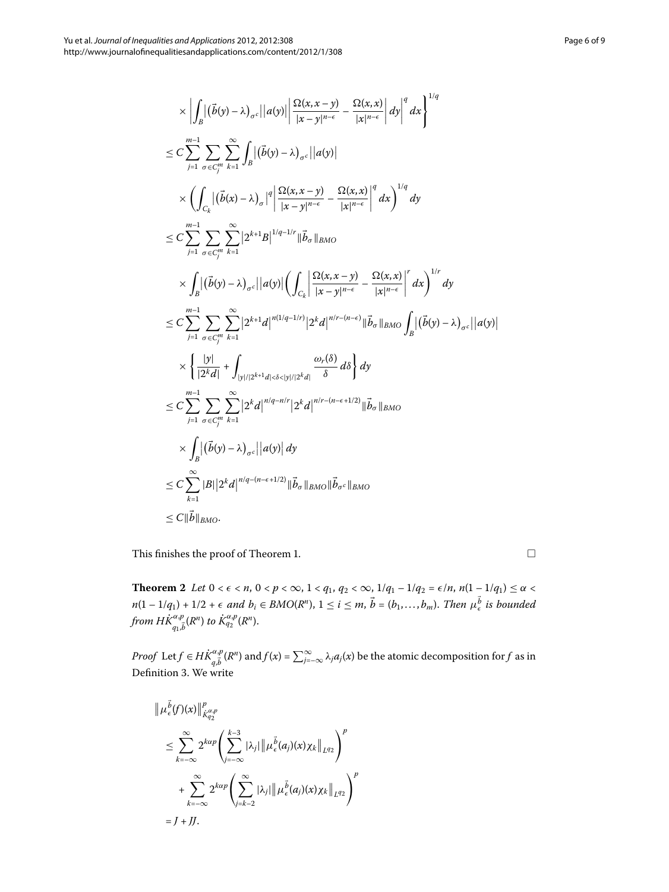$$
\begin{aligned}
&\times \left| \int_B \left|\left(\vec{b}(y)-\lambda\right)_{\sigma^c}\right| \left|a(y)\right| \left| \frac{\Omega(x,x-y)}{|x-y|^{n-\epsilon}} - \frac{\Omega(x,x)}{|x|^{n-\epsilon}} \right| dy \right|^q dx \Bigg\}^{1/q} \\
&\le C \sum_{j=1}^{m-1} \sum_{\sigma \in C_j^m} \sum_{k=1}^{\infty} \int_B \left|\left(\vec{b}(y)-\lambda\right)_{\sigma^c}\right| \left|a(y)\right| \\
&\quad \times \left( \int_{C_k} \left|\left(\vec{b}(x)-\lambda\right)_{\sigma}\right|^q \left| \frac{\Omega(x,x-y)}{|x-y|^{n-\epsilon}} - \frac{\Omega(x,x)}{|x|^{n-\epsilon}} \right|^q dx \right)^{1/q} dy \\
&\le C \sum_{j=1}^{m-1} \sum_{\sigma \in C_j^m} \sum_{k=1}^{\infty} \left|2^{k+1}B\right|^{1/q-1/r} \|\vec{b}_\sigma\|_{BMO} \\
&\quad \times \int_B \left|\left(\vec{b}(y)-\lambda\right)_{\sigma^c}\right| \left|a(y)\right| \left( \int_{C_k} \left| \frac{\Omega(x,x-y)}{|x-y|^{n-\epsilon}} - \frac{\Omega(x,x)}{|x|^{n-\epsilon}} \right|^r dx \right)^{1/r} dy \\
&\le C \sum_{j=1}^{m-1} \sum_{\sigma \in C_j^m} \sum_{k=1}^{\infty} \left|2^{k+1}d\right|^{n(1/q-1/r)} \left|2^k d\right|^{n/r-(n-\epsilon)} \|\vec{b}_\sigma\|_{BMO} \int_B \left|\left(\vec{b}(y)-\lambda\right)_{\sigma^c}\right| \left|a(y)\right| \\
&\quad \times \left\{ \frac{|y|}{|2^k d|} + \int_{|y|/|2^{k+1}d| < \delta < |y|/|2^k d|} \frac{\omega_r(\delta)}{\delta} d\delta \right\} dy \\
&\le C \sum_{j=1}^{m-1} \sum_{\sigma \in C_j^m} \sum_{k=1}^{\infty} \left|2^k d\right|^{n/q-n/r} \left|2^k d\right|^{n/r-(n-\epsilon+1/2)} \|\vec{b}_\sigma\|_{BMO} \\
&\quad \times \int_B \left|\left(\vec{b}(y)-\lambda\right)_{\sigma^c}\right| \left|a(y)\right| dy \\
&\le C \sum_{k=1}^{\infty} |B| \left|2^k d\right|^{n/q-(n-\epsilon+1/2)} \|\vec{b}_\sigma\|_{BMO} \|\vec{b}_{\sigma^c}\|_{BMO} \\
&\le C \|\vec{b}\|_{BMO}.
\end{aligned}
$$

This finishes the proof of Theorem 1. □

**Theorem 2** *Let* $0 < \epsilon < n$, $0 < p < \infty$, $1 < q_1, q_2 < \infty$, $1/q_1 - 1/q_2 = \epsilon/n$, $n(1-1/q_1) \le \alpha < n(1-1/q_1) + 1/2 + \epsilon$ *and* $b_i \in BMO(R^n)$, $1 \le i \le m$, $\vec{b} = (b_1, \ldots, b_m)$. *Then* $\mu_\epsilon^{\vec{b}}$ *is bounded from* $H\dot{K}_{q_1,\vec{b}}^{\alpha,p}(R^n)$ *to* $\dot{K}_{q_2}^{\alpha,p}(R^n)$.

*Proof* Let $f \in H\dot{K}_{q,\vec{b}}^{\alpha,p}(R^n)$ and $f(x) = \sum_{j=-\infty}^{\infty} \lambda_j a_j(x)$ be the atomic decomposition for $f$ as in Definition 3. We write

$$
\begin{aligned}
&\left\| \mu_\epsilon^{\vec{b}}(f)(x) \right\|_{\dot{K}_{q_2}^{\alpha,p}}^p \\
&\le \sum_{k=-\infty}^{\infty} 2^{k\alpha p} \left( \sum_{j=-\infty}^{k-3} |\lambda_j| \left\| \mu_\epsilon^{\vec{b}}(a_j)(x)\chi_k \right\|_{L^{q_2}} \right)^p \\
&\quad + \sum_{k=-\infty}^{\infty} 2^{k\alpha p} \left( \sum_{j=k-2}^{\infty} |\lambda_j| \left\| \mu_\epsilon^{\vec{b}}(a_j)(x)\chi_k \right\|_{L^{q_2}} \right)^p \\
&= J + JJ.
\end{aligned}
$$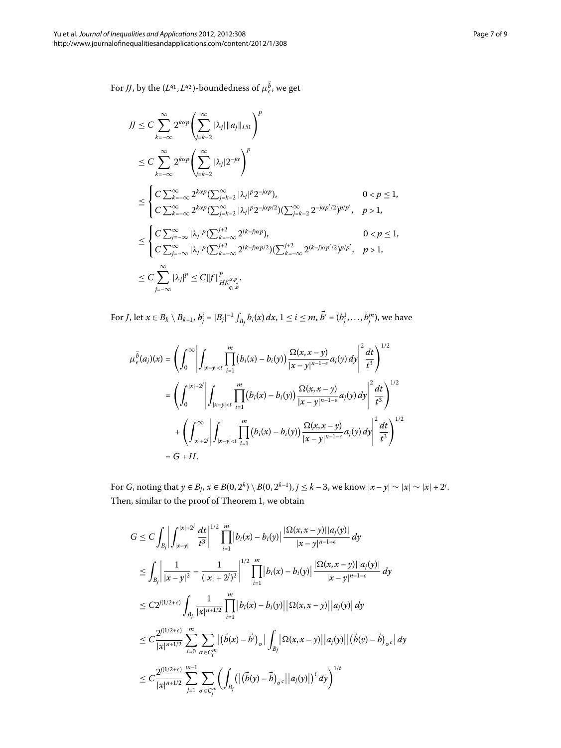For $JJ$, by the $(L^{q_1}, L^{q_2})$-boundedness of $\mu_\epsilon^{\vec{b}}$, we get

$$
\begin{aligned}
JJ &\le C\sum_{k=-\infty}^{\infty} 2^{k\alpha p}\left(\sum_{j=k-2}^{\infty} |\lambda_j| \|a_j\|_{L^{q_1}}\right)^p \\
&\le C\sum_{k=-\infty}^{\infty} 2^{k\alpha p}\left(\sum_{j=k-2}^{\infty} |\lambda_j| 2^{-j\alpha}\right)^p \\
&\le \begin{cases} C\sum_{k=-\infty}^{\infty} 2^{k\alpha p}(\sum_{j=k-2}^{\infty} |\lambda_j|^p 2^{-j\alpha p}), & 0 < p \le 1, \\ C\sum_{k=-\infty}^{\infty} 2^{k\alpha p}(\sum_{j=k-2}^{\infty} |\lambda_j|^p 2^{-j\alpha p/2})(\sum_{j=k-2}^{\infty} 2^{-j\alpha p'/2})^{p/p'}, & p > 1, \end{cases} \\
&\le \begin{cases} C\sum_{j=-\infty}^{\infty} |\lambda_j|^p (\sum_{k=-\infty}^{j+2} 2^{(k-j)\alpha p}), & 0 < p \le 1, \\ C\sum_{j=-\infty}^{\infty} |\lambda_j|^p (\sum_{k=-\infty}^{j+2} 2^{(k-j)\alpha p/2})(\sum_{k=-\infty}^{j+2} 2^{(k-j)\alpha p'/2})^{p/p'}, & p > 1, \end{cases} \\
&\le C\sum_{j=-\infty}^{\infty} |\lambda_j|^p \le C\|f\|^p_{H\dot{K}^{\alpha,p}_{q_1,\vec{b}}}.
\end{aligned}
$$

For $J$, let $x \in B_k \setminus B_{k-1}$, $b_j^i = |B_j|^{-1}\int_{B_j} b_i(x)\,dx$, $1 \le i \le m$, $\vec{b'} = (b_j^1, \ldots, b_j^m)$, we have

$$
\begin{aligned}
\mu_\epsilon^{\vec{b}}(a_j)(x) &= \left(\int_0^\infty \left| \int_{|x-y|<t} \prod_{i=1}^m \big(b_i(x) - b_i(y)\big) \frac{\Omega(x, x-y)}{|x-y|^{n-1-\epsilon}} a_j(y)\,dy \right|^2 \frac{dt}{t^3}\right)^{1/2} \\
&= \left(\int_0^{|x|+2^j} \left| \int_{|x-y|<t} \prod_{i=1}^m \big(b_i(x) - b_i(y)\big) \frac{\Omega(x, x-y)}{|x-y|^{n-1-\epsilon}} a_j(y)\,dy \right|^2 \frac{dt}{t^3}\right)^{1/2} \\
&\quad + \left(\int_{|x|+2^j}^\infty \left| \int_{|x-y|<t} \prod_{i=1}^m \big(b_i(x) - b_i(y)\big) \frac{\Omega(x, x-y)}{|x-y|^{n-1-\epsilon}} a_j(y)\,dy \right|^2 \frac{dt}{t^3}\right)^{1/2} \\
&= G + H.
\end{aligned}
$$

For $G$, noting that $y \in B_j$, $x \in B(0, 2^k) \setminus B(0, 2^{k-1})$, $j \le k-3$, we know $|x-y| \sim |x| \sim |x| + 2^j$. Then, similar to the proof of Theorem 1, we obtain

$$
\begin{aligned}
G &\le C\int_{B_j} \left| \int_{|x-y|}^{|x|+2^j} \frac{dt}{t^3} \right|^{1/2} \prod_{i=1}^m \big|b_i(x) - b_i(y)\big| \frac{|\Omega(x, x-y)||a_j(y)|}{|x-y|^{n-1-\epsilon}}\,dy \\
&\le \int_{B_j} \left| \frac{1}{|x-y|^2} - \frac{1}{(|x|+2^j)^2} \right|^{1/2} \prod_{i=1}^m \big|b_i(x) - b_i(y)\big| \frac{|\Omega(x, x-y)||a_j(y)|}{|x-y|^{n-1-\epsilon}}\,dy \\
&\le C2^{j(1/2+\epsilon)} \int_{B_j} \frac{1}{|x|^{n+1/2}} \prod_{i=1}^m \big|b_i(x) - b_i(y)\big| \big|\Omega(x, x-y)\big| \big|a_j(y)\big|\,dy \\
&\le C\frac{2^{j(1/2+\epsilon)}}{|x|^{n+1/2}} \sum_{i=0}^m \sum_{\sigma \in C_i^m} \big|\big(\vec{b}(x) - \vec{b'}\big)_\sigma\big| \int_{B_j} \big|\Omega(x, x-y)\big| \big|a_j(y)\big| \big|\big(\vec{b}(y) - \vec{b}\big)_{\sigma^c}\big|\,dy \\
&\le C\frac{2^{j(1/2+\epsilon)}}{|x|^{n+1/2}} \sum_{j=1}^{m-1} \sum_{\sigma \in C_j^m} \left(\int_{B_j} \big(\big|\big(\vec{b}(y) - \vec{b}\big)_{\sigma^c}\big| \big|a_j(y)\big|\big)^t\,dy\right)^{1/t}
\end{aligned}
$$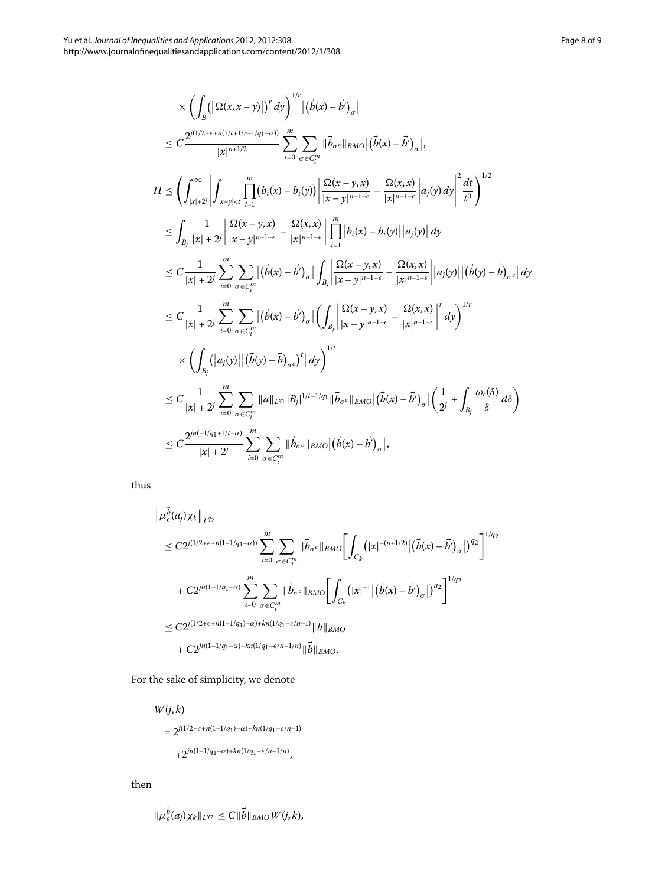$$
\begin{aligned}
&\times \left( \int_{B} \left( \left| \Omega(x, x-y) \right| \right)^{r} dy \right)^{1/r} \left| \left( \vec{b}(x) - \vec{b}' \right)_{\sigma} \right| \\
&\leq C \frac{2^{j(1/2+\epsilon+n(1/t+1/r-1/q_1-\alpha))}}{|x|^{n+1/2}} \sum_{i=0}^{m} \sum_{\sigma \in C_i^m} \|\vec{b}_{\sigma^c}\|_{BMO} \left| \left( \vec{b}(x) - \vec{b}' \right)_{\sigma} \right|,
\end{aligned}
$$

$$
\begin{aligned}
H &\leq \left( \int_{|x|+2^j}^{\infty} \left| \int_{|x-y|<t} \prod_{i=1}^{m} \left( b_i(x) - b_i(y) \right) \left| \frac{\Omega(x-y,x)}{|x-y|^{n-1-\epsilon}} - \frac{\Omega(x,x)}{|x|^{n-1-\epsilon}} \right| a_j(y)\, dy \right|^2 \frac{dt}{t^3} \right)^{1/2} \\
&\leq \int_{B_j} \frac{1}{|x|+2^j} \left| \frac{\Omega(x-y,x)}{|x-y|^{n-1-\epsilon}} - \frac{\Omega(x,x)}{|x|^{n-1-\epsilon}} \right| \prod_{i=1}^{m} \left| b_i(x) - b_i(y) \right| \left| a_j(y) \right| dy \\
&\leq C \frac{1}{|x|+2^j} \sum_{i=0}^{m} \sum_{\sigma \in C_i^m} \left| \left( \vec{b}(x) - \vec{b}' \right)_{\sigma} \right| \int_{B_j} \left| \frac{\Omega(x-y,x)}{|x-y|^{n-1-\epsilon}} - \frac{\Omega(x,x)}{|x|^{n-1-\epsilon}} \right| \left| a_j(y) \right| \left| \left( \vec{b}(y) - \vec{b} \right)_{\sigma^c} \right| dy \\
&\leq C \frac{1}{|x|+2^j} \sum_{i=0}^{m} \sum_{\sigma \in C_i^m} \left| \left( \vec{b}(x) - \vec{b}' \right)_{\sigma} \right| \left( \int_{B_j} \left| \frac{\Omega(x-y,x)}{|x-y|^{n-1-\epsilon}} - \frac{\Omega(x,x)}{|x|^{n-1-\epsilon}} \right|^{r} dy \right)^{1/r} \\
&\quad \times \left( \int_{B_j} \left( \left| a_j(y) \right| \left| \left( \vec{b}(y) - \vec{b} \right)_{\sigma^c} \right)^{t} \right| dy \right)^{1/t} \\
&\leq C \frac{1}{|x|+2^j} \sum_{i=0}^{m} \sum_{\sigma \in C_i^m} \|a\|_{L^{q_1}} |B_j|^{1/t-1/q_1} \|\vec{b}_{\sigma^c}\|_{BMO} \left| \left( \vec{b}(x) - \vec{b}' \right)_{\sigma} \right| \left( \frac{1}{2^j} + \int_{B_j} \frac{\omega_r(\delta)}{\delta}\, d\delta \right) \\
&\leq C \frac{2^{jn(-1/q_1+1/t-\alpha)}}{|x|+2^j} \sum_{i=0}^{m} \sum_{\sigma \in C_i^m} \|\vec{b}_{\sigma^c}\|_{BMO} \left| \left( \vec{b}(x) - \vec{b}' \right)_{\sigma} \right|,
\end{aligned}
$$

thus

$$
\begin{aligned}
&\left\| \mu_{\epsilon}^{\vec{b}}(a_j) \chi_k \right\|_{L^{q_2}} \\
&\leq C 2^{j(1/2+\epsilon+n(1-1/q_1-\alpha))} \sum_{i=0}^{m} \sum_{\sigma \in C_i^m} \|\vec{b}_{\sigma^c}\|_{BMO} \left[ \int_{C_k} \left( |x|^{-(n+1/2)} \left| \left( \vec{b}(x) - \vec{b}' \right)_{\sigma} \right| \right)^{q_2} \right]^{1/q_2} \\
&\quad + C 2^{jn(1-1/q_1-\alpha)} \sum_{i=0}^{m} \sum_{\sigma \in C_i^m} \|\vec{b}_{\sigma^c}\|_{BMO} \left[ \int_{C_k} \left( |x|^{-1} \left| \left( \vec{b}(x) - \vec{b}' \right)_{\sigma} \right| \right)^{q_2} \right]^{1/q_2} \\
&\leq C 2^{j(1/2+\epsilon+n(1-1/q_1)-\alpha)+kn(1/q_1-\epsilon/n-1)} \|\vec{b}\|_{BMO} \\
&\quad + C 2^{jn(1-1/q_1-\alpha)+kn(1/q_1-\epsilon/n-1/n)} \|\vec{b}\|_{BMO}.
\end{aligned}
$$

For the sake of simplicity, we denote

$$
\begin{aligned}
&W(j,k) \\
&= 2^{j(1/2+\epsilon+n(1-1/q_1)-\alpha)+kn(1/q_1-\epsilon/n-1)} \\
&\quad + 2^{jn(1-1/q_1-\alpha)+kn(1/q_1-\epsilon/n-1/n)},
\end{aligned}
$$

then

$$
\|\mu_{\epsilon}^{\vec{b}}(a_j)\chi_k\|_{L^{q_2}} \leq C \|\vec{b}\|_{BMO} W(j,k),
$$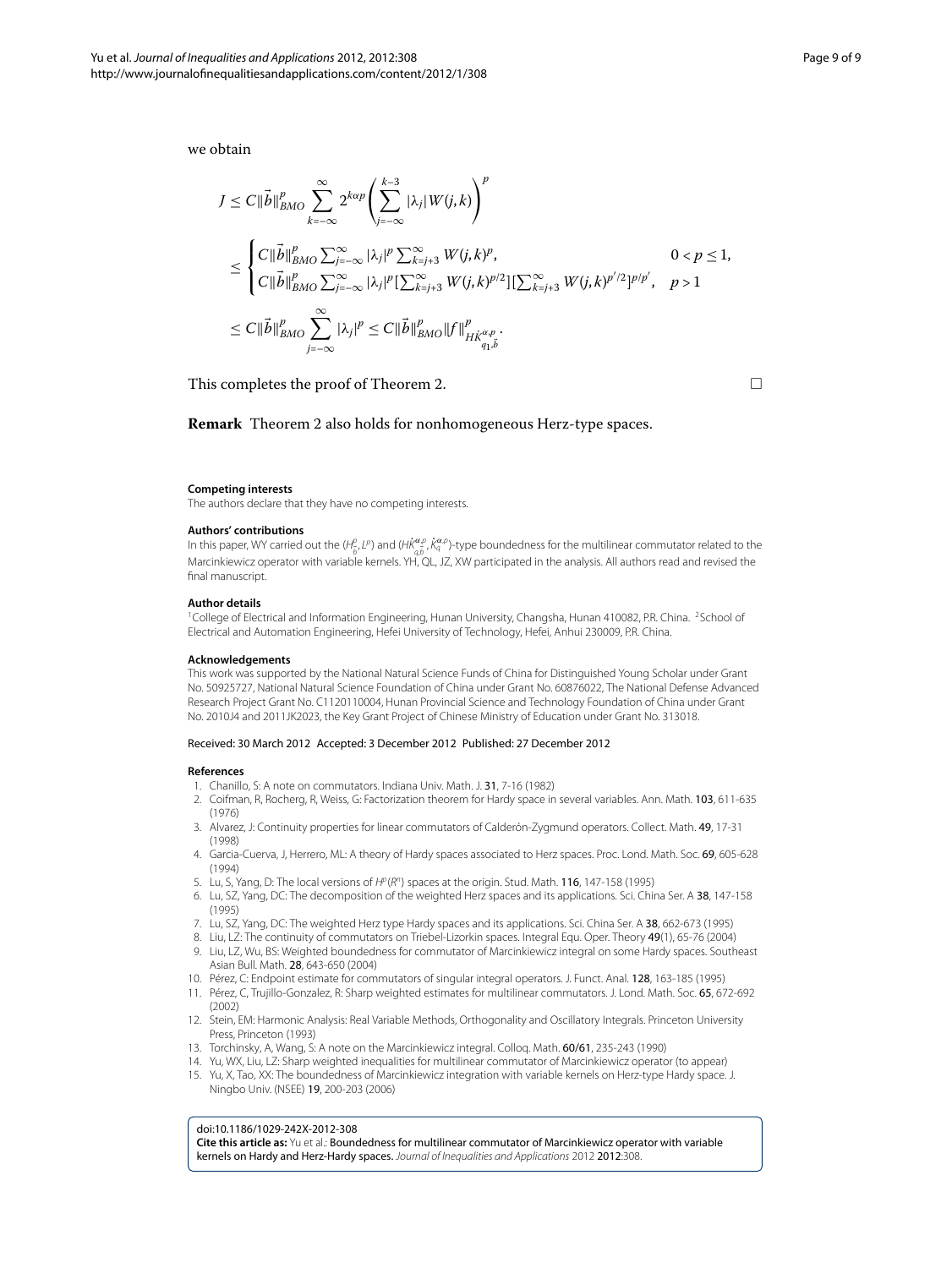we obtain

$$
\begin{aligned}
J &\leq C\|\vec{b}\|_{BMO}^{p} \sum_{k=-\infty}^{\infty} 2^{k\alpha p} \left( \sum_{j=-\infty}^{k-3} |\lambda_j| W(j,k) \right)^{p} \\
&\leq \begin{cases} C\|\vec{b}\|_{BMO}^{p} \sum_{j=-\infty}^{\infty} |\lambda_j|^{p} \sum_{k=j+3}^{\infty} W(j,k)^{p}, & 0 < p \leq 1, \\ C\|\vec{b}\|_{BMO}^{p} \sum_{j=-\infty}^{\infty} |\lambda_j|^{p} [\sum_{k=j+3}^{\infty} W(j,k)^{p/2}][\sum_{k=j+3}^{\infty} W(j,k)^{p'/2}]^{p/p'}, & p > 1 \end{cases} \\
&\leq C\|\vec{b}\|_{BMO}^{p} \sum_{j=-\infty}^{\infty} |\lambda_j|^{p} \leq C\|\vec{b}\|_{BMO}^{p} \|f\|_{H\dot{K}_{q_1,\vec{b}}^{\alpha,p}}^{p}.
\end{aligned}
$$

This completes the proof of Theorem 2. □

**Remark** Theorem 2 also holds for nonhomogeneous Herz-type spaces.

#### Competing interests

The authors declare that they have no competing interests.

#### Authors' contributions

In this paper, WY carried out the $(H_{\vec{b}}^{p}, L^{p})$ and $(H\dot{K}_{q,\vec{b}}^{\alpha,p}, \dot{K}_{q}^{\alpha,p})$-type boundedness for the multilinear commutator related to the Marcinkiewicz operator with variable kernels. YH, QL, JZ, XW participated in the analysis. All authors read and revised the final manuscript.

#### Author details

[1]College of Electrical and Information Engineering, Hunan University, Changsha, Hunan 410082, P.R. China. [2]School of Electrical and Automation Engineering, Hefei University of Technology, Hefei, Anhui 230009, P.R. China.

#### Acknowledgements

This work was supported by the National Natural Science Funds of China for Distinguished Young Scholar under Grant No. 50925727, National Natural Science Foundation of China under Grant No. 60876022, The National Defense Advanced Research Project Grant No. C1120110004, Hunan Provincial Science and Technology Foundation of China under Grant No. 2010J4 and 2011JK2023, the Key Grant Project of Chinese Ministry of Education under Grant No. 313018.

Received: 30 March 2012 Accepted: 3 December 2012 Published: 27 December 2012

#### References

1. Chanillo, S: A note on commutators. Indiana Univ. Math. J. **31**, 7-16 (1982)
2. Coifman, R, Rocherg, R, Weiss, G: Factorization theorem for Hardy space in several variables. Ann. Math. **103**, 611-635 (1976)
3. Alvarez, J: Continuity properties for linear commutators of Calderón-Zygmund operators. Collect. Math. **49**, 17-31 (1998)
4. Garcia-Cuerva, J, Herrero, ML: A theory of Hardy spaces associated to Herz spaces. Proc. Lond. Math. Soc. **69**, 605-628 (1994)
5. Lu, S, Yang, D: The local versions of $H^p(R^n)$ spaces at the origin. Stud. Math. **116**, 147-158 (1995)
6. Lu, SZ, Yang, DC: The decomposition of the weighted Herz spaces and its applications. Sci. China Ser. A **38**, 147-158 (1995)
7. Lu, SZ, Yang, DC: The weighted Herz type Hardy spaces and its applications. Sci. China Ser. A **38**, 662-673 (1995)
8. Liu, LZ: The continuity of commutators on Triebel-Lizorkin spaces. Integral Equ. Oper. Theory **49**(1), 65-76 (2004)
9. Liu, LZ, Wu, BS: Weighted boundedness for commutator of Marcinkiewicz integral on some Hardy spaces. Southeast Asian Bull. Math. **28**, 643-650 (2004)
10. Pérez, C: Endpoint estimate for commutators of singular integral operators. J. Funct. Anal. **128**, 163-185 (1995)
11. Pérez, C, Trujillo-Gonzalez, R: Sharp weighted estimates for multilinear commutators. J. Lond. Math. Soc. **65**, 672-692 (2002)
12. Stein, EM: Harmonic Analysis: Real Variable Methods, Orthogonality and Oscillatory Integrals. Princeton University Press, Princeton (1993)
13. Torchinsky, A, Wang, S: A note on the Marcinkiewicz integral. Colloq. Math. **60/61**, 235-243 (1990)
14. Yu, WX, Liu, LZ: Sharp weighted inequalities for multilinear commutator of Marcinkiewicz operator (to appear)
15. Yu, X, Tao, XX: The boundedness of Marcinkiewicz integration with variable kernels on Herz-type Hardy space. J. Ningbo Univ. (NSEE) **19**, 200-203 (2006)

doi:10.1186/1029-242X-2012-308

**Cite this article as:** Yu et al.: Boundedness for multilinear commutator of Marcinkiewicz operator with variable kernels on Hardy and Herz-Hardy spaces. *Journal of Inequalities and Applications* 2012 **2012**:308.